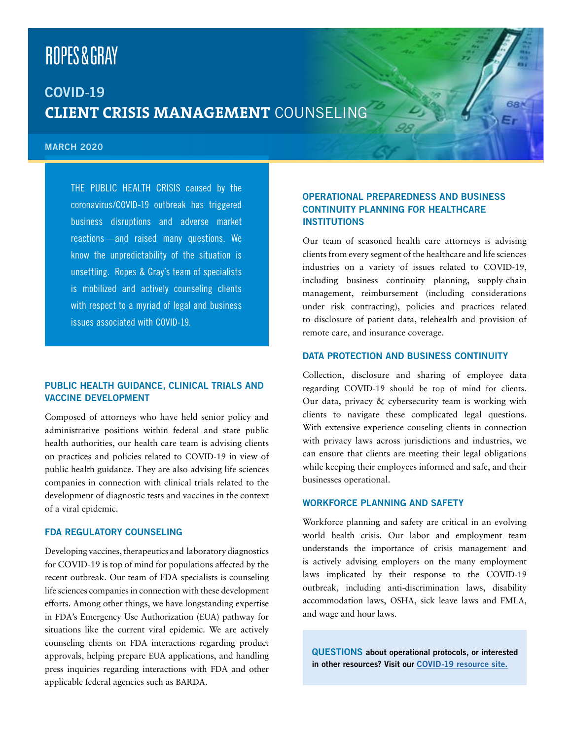ROPES & GRAY

# COVID-19
# CLIENT CRISIS MANAGEMENT COUNSELING

MARCH 2020

THE PUBLIC HEALTH CRISIS caused by the coronavirus/COVID-19 outbreak has triggered business disruptions and adverse market reactions—and raised many questions. We know the unpredictability of the situation is unsettling. Ropes & Gray's team of specialists is mobilized and actively counseling clients with respect to a myriad of legal and business issues associated with COVID-19.

## PUBLIC HEALTH GUIDANCE, CLINICAL TRIALS AND VACCINE DEVELOPMENT

Composed of attorneys who have held senior policy and administrative positions within federal and state public health authorities, our health care team is advising clients on practices and policies related to COVID-19 in view of public health guidance. They are also advising life sciences companies in connection with clinical trials related to the development of diagnostic tests and vaccines in the context of a viral epidemic.

## FDA REGULATORY COUNSELING

Developing vaccines, therapeutics and laboratory diagnostics for COVID-19 is top of mind for populations affected by the recent outbreak. Our team of FDA specialists is counseling life sciences companies in connection with these development efforts. Among other things, we have longstanding expertise in FDA's Emergency Use Authorization (EUA) pathway for situations like the current viral epidemic. We are actively counseling clients on FDA interactions regarding product approvals, helping prepare EUA applications, and handling press inquiries regarding interactions with FDA and other applicable federal agencies such as BARDA.

## OPERATIONAL PREPAREDNESS AND BUSINESS CONTINUITY PLANNING FOR HEALTHCARE INSTITUTIONS

Our team of seasoned health care attorneys is advising clients from every segment of the healthcare and life sciences industries on a variety of issues related to COVID-19, including business continuity planning, supply-chain management, reimbursement (including considerations under risk contracting), policies and practices related to disclosure of patient data, telehealth and provision of remote care, and insurance coverage.

## DATA PROTECTION AND BUSINESS CONTINUITY

Collection, disclosure and sharing of employee data regarding COVID-19 should be top of mind for clients. Our data, privacy & cybersecurity team is working with clients to navigate these complicated legal questions. With extensive experience couseling clients in connection with privacy laws across jurisdictions and industries, we can ensure that clients are meeting their legal obligations while keeping their employees informed and safe, and their businesses operational.

## WORKFORCE PLANNING AND SAFETY

Workforce planning and safety are critical in an evolving world health crisis. Our labor and employment team understands the importance of crisis management and is actively advising employers on the many employment laws implicated by their response to the COVID-19 outbreak, including anti-discrimination laws, disability accommodation laws, OSHA, sick leave laws and FMLA, and wage and hour laws.

**QUESTIONS about operational protocols, or interested in other resources? Visit our [COVID-19 resource site.]()**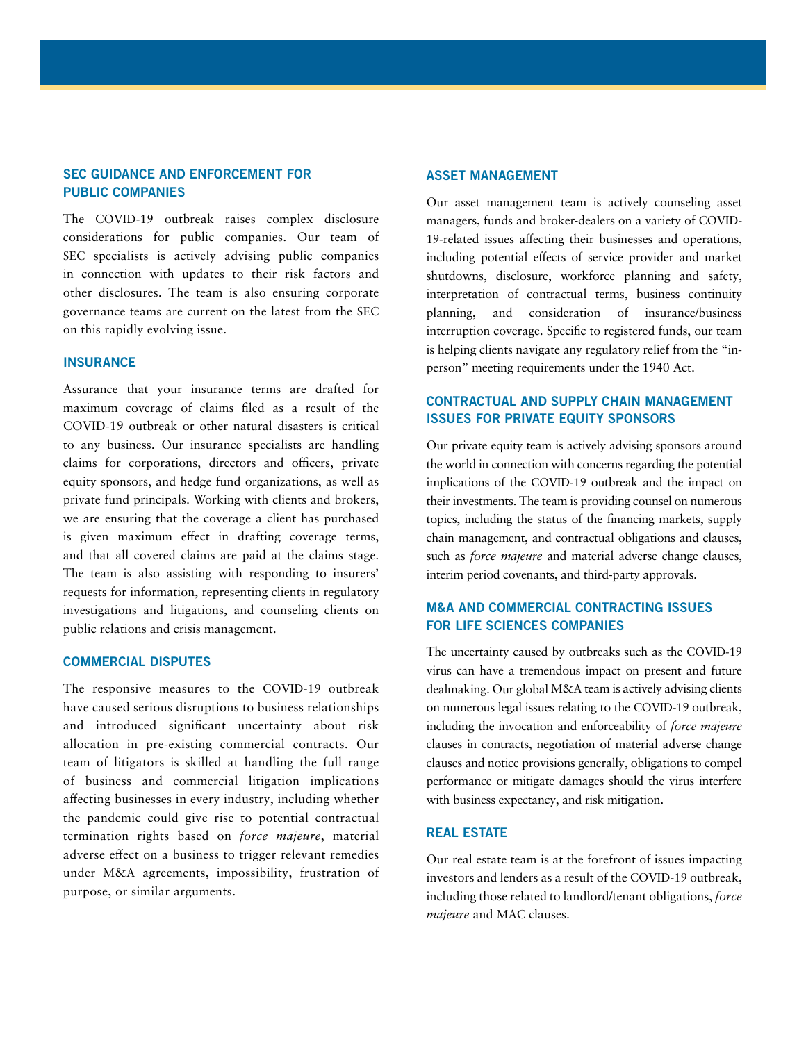## SEC GUIDANCE AND ENFORCEMENT FOR PUBLIC COMPANIES

The COVID-19 outbreak raises complex disclosure considerations for public companies. Our team of SEC specialists is actively advising public companies in connection with updates to their risk factors and other disclosures. The team is also ensuring corporate governance teams are current on the latest from the SEC on this rapidly evolving issue.

## INSURANCE

Assurance that your insurance terms are drafted for maximum coverage of claims filed as a result of the COVID-19 outbreak or other natural disasters is critical to any business. Our insurance specialists are handling claims for corporations, directors and officers, private equity sponsors, and hedge fund organizations, as well as private fund principals. Working with clients and brokers, we are ensuring that the coverage a client has purchased is given maximum effect in drafting coverage terms, and that all covered claims are paid at the claims stage. The team is also assisting with responding to insurers' requests for information, representing clients in regulatory investigations and litigations, and counseling clients on public relations and crisis management.

## COMMERCIAL DISPUTES

The responsive measures to the COVID-19 outbreak have caused serious disruptions to business relationships and introduced significant uncertainty about risk allocation in pre-existing commercial contracts. Our team of litigators is skilled at handling the full range of business and commercial litigation implications affecting businesses in every industry, including whether the pandemic could give rise to potential contractual termination rights based on *force majeure*, material adverse effect on a business to trigger relevant remedies under M&A agreements, impossibility, frustration of purpose, or similar arguments.

## ASSET MANAGEMENT

Our asset management team is actively counseling asset managers, funds and broker-dealers on a variety of COVID-19-related issues affecting their businesses and operations, including potential effects of service provider and market shutdowns, disclosure, workforce planning and safety, interpretation of contractual terms, business continuity planning, and consideration of insurance/business interruption coverage. Specific to registered funds, our team is helping clients navigate any regulatory relief from the "in-person" meeting requirements under the 1940 Act.

## CONTRACTUAL AND SUPPLY CHAIN MANAGEMENT ISSUES FOR PRIVATE EQUITY SPONSORS

Our private equity team is actively advising sponsors around the world in connection with concerns regarding the potential implications of the COVID-19 outbreak and the impact on their investments. The team is providing counsel on numerous topics, including the status of the financing markets, supply chain management, and contractual obligations and clauses, such as *force majeure* and material adverse change clauses, interim period covenants, and third-party approvals.

## M&A AND COMMERCIAL CONTRACTING ISSUES FOR LIFE SCIENCES COMPANIES

The uncertainty caused by outbreaks such as the COVID-19 virus can have a tremendous impact on present and future dealmaking. Our global M&A team is actively advising clients on numerous legal issues relating to the COVID-19 outbreak, including the invocation and enforceability of *force majeure* clauses in contracts, negotiation of material adverse change clauses and notice provisions generally, obligations to compel performance or mitigate damages should the virus interfere with business expectancy, and risk mitigation.

## REAL ESTATE

Our real estate team is at the forefront of issues impacting investors and lenders as a result of the COVID-19 outbreak, including those related to landlord/tenant obligations, *force majeure* and MAC clauses.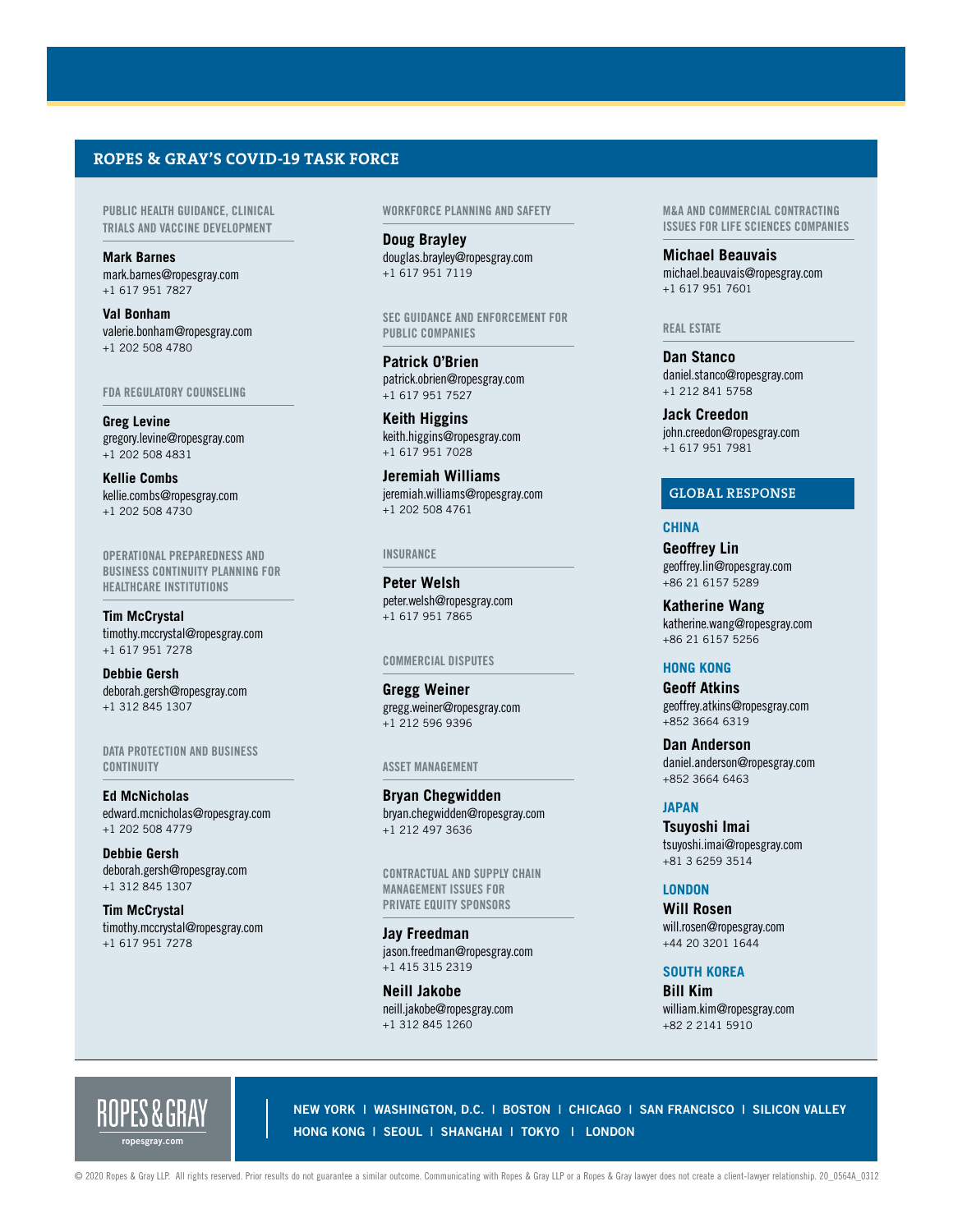## ROPES & GRAY'S COVID-19 TASK FORCE

### PUBLIC HEALTH GUIDANCE, CLINICAL TRIALS AND VACCINE DEVELOPMENT

**Mark Barnes**
mark.barnes@ropesgray.com
+1 617 951 7827

**Val Bonham**
valerie.bonham@ropesgray.com
+1 202 508 4780

### FDA REGULATORY COUNSELING

**Greg Levine**
gregory.levine@ropesgray.com
+1 202 508 4831

**Kellie Combs**
kellie.combs@ropesgray.com
+1 202 508 4730

### OPERATIONAL PREPAREDNESS AND BUSINESS CONTINUITY PLANNING FOR HEALTHCARE INSTITUTIONS

**Tim McCrystal**
timothy.mccrystal@ropesgray.com
+1 617 951 7278

**Debbie Gersh**
deborah.gersh@ropesgray.com
+1 312 845 1307

### DATA PROTECTION AND BUSINESS CONTINUITY

**Ed McNicholas**
edward.mcnicholas@ropesgray.com
+1 202 508 4779

**Debbie Gersh**
deborah.gersh@ropesgray.com
+1 312 845 1307

**Tim McCrystal**
timothy.mccrystal@ropesgray.com
+1 617 951 7278

### WORKFORCE PLANNING AND SAFETY

**Doug Brayley**
douglas.brayley@ropesgray.com
+1 617 951 7119

### SEC GUIDANCE AND ENFORCEMENT FOR PUBLIC COMPANIES

**Patrick O'Brien**
patrick.obrien@ropesgray.com
+1 617 951 7527

**Keith Higgins**
keith.higgins@ropesgray.com
+1 617 951 7028

**Jeremiah Williams**
jeremiah.williams@ropesgray.com
+1 202 508 4761

### INSURANCE

**Peter Welsh**
peter.welsh@ropesgray.com
+1 617 951 7865

### COMMERCIAL DISPUTES

**Gregg Weiner**
gregg.weiner@ropesgray.com
+1 212 596 9396

### ASSET MANAGEMENT

**Bryan Chegwidden**
bryan.chegwidden@ropesgray.com
+1 212 497 3636

### CONTRACTUAL AND SUPPLY CHAIN MANAGEMENT ISSUES FOR PRIVATE EQUITY SPONSORS

**Jay Freedman**
jason.freedman@ropesgray.com
+1 415 315 2319

**Neill Jakobe**
neill.jakobe@ropesgray.com
+1 312 845 1260

### M&A AND COMMERCIAL CONTRACTING ISSUES FOR LIFE SCIENCES COMPANIES

**Michael Beauvais**
michael.beauvais@ropesgray.com
+1 617 951 7601

### REAL ESTATE

**Dan Stanco**
daniel.stanco@ropesgray.com
+1 212 841 5758

**Jack Creedon**
john.creedon@ropesgray.com
+1 617 951 7981

## GLOBAL RESPONSE

### CHINA

**Geoffrey Lin**
geoffrey.lin@ropesgray.com
+86 21 6157 5289

**Katherine Wang**
katherine.wang@ropesgray.com
+86 21 6157 5256

### HONG KONG

**Geoff Atkins**
geoffrey.atkins@ropesgray.com
+852 3664 6319

**Dan Anderson**
daniel.anderson@ropesgray.com
+852 3664 6463

### JAPAN

**Tsuyoshi Imai**
tsuyoshi.imai@ropesgray.com
+81 3 6259 3514

### LONDON

**Will Rosen**
will.rosen@ropesgray.com
+44 20 3201 1644

### SOUTH KOREA

**Bill Kim**
william.kim@ropesgray.com
+82 2 2141 5910

ROPES & GRAY
ropesgray.com

**NEW YORK | WASHINGTON, D.C. | BOSTON | CHICAGO | SAN FRANCISCO | SILICON VALLEY**
**HONG KONG | SEOUL | SHANGHAI | TOKYO | LONDON**

© 2020 Ropes & Gray LLP. All rights reserved. Prior results do not guarantee a similar outcome. Communicating with Ropes & Gray LLP or a Ropes & Gray lawyer does not create a client-lawyer relationship. 20_0564A_0312